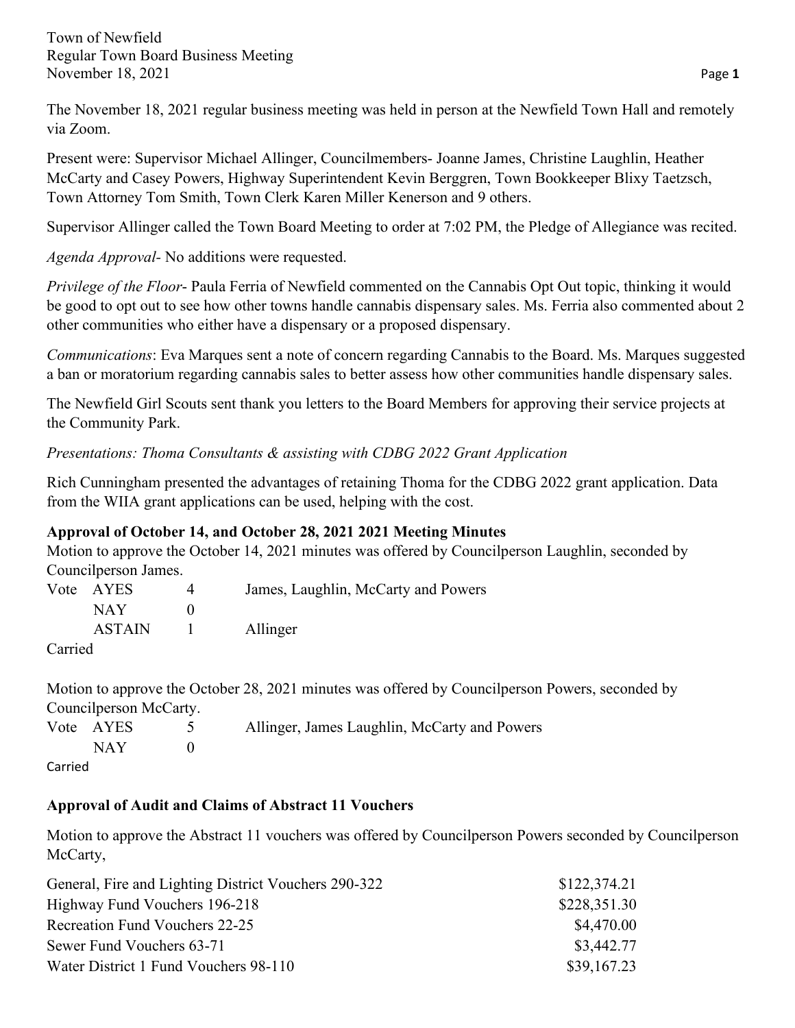Town of Newfield
Regular Town Board Business Meeting
November 18, 2021

The November 18, 2021 regular business meeting was held in person at the Newfield Town Hall and remotely via Zoom.

Present were: Supervisor Michael Allinger, Councilmembers- Joanne James, Christine Laughlin, Heather McCarty and Casey Powers, Highway Superintendent Kevin Berggren, Town Bookkeeper Blixy Taetzsch, Town Attorney Tom Smith, Town Clerk Karen Miller Kenerson and 9 others.

Supervisor Allinger called the Town Board Meeting to order at 7:02 PM, the Pledge of Allegiance was recited.

*Agenda Approval*- No additions were requested.

*Privilege of the Floor*- Paula Ferria of Newfield commented on the Cannabis Opt Out topic, thinking it would be good to opt out to see how other towns handle cannabis dispensary sales. Ms. Ferria also commented about 2 other communities who either have a dispensary or a proposed dispensary.

*Communications*: Eva Marques sent a note of concern regarding Cannabis to the Board. Ms. Marques suggested a ban or moratorium regarding cannabis sales to better assess how other communities handle dispensary sales.

The Newfield Girl Scouts sent thank you letters to the Board Members for approving their service projects at the Community Park.

*Presentations: Thoma Consultants & assisting with CDBG 2022 Grant Application*

Rich Cunningham presented the advantages of retaining Thoma for the CDBG 2022 grant application. Data from the WIIA grant applications can be used, helping with the cost.

**Approval of October 14, and October 28, 2021 2021 Meeting Minutes**

Motion to approve the October 14, 2021 minutes was offered by Councilperson Laughlin, seconded by Councilperson James.

| Vote | AYES | 4 | James, Laughlin, McCarty and Powers |
|---|---|---|---|
| | NAY | 0 | |
| | ASTAIN | 1 | Allinger |

Carried

Motion to approve the October 28, 2021 minutes was offered by Councilperson Powers, seconded by Councilperson McCarty.

| Vote | AYES | 5 | Allinger, James Laughlin, McCarty and Powers |
|---|---|---|---|
| | NAY | 0 | |

Carried

**Approval of Audit and Claims of Abstract 11 Vouchers**

Motion to approve the Abstract 11 vouchers was offered by Councilperson Powers seconded by Councilperson McCarty,

| | |
|---|---|
| General, Fire and Lighting District Vouchers 290-322 | $122,374.21 |
| Highway Fund Vouchers 196-218 | $228,351.30 |
| Recreation Fund Vouchers 22-25 | $4,470.00 |
| Sewer Fund Vouchers 63-71 | $3,442.77 |
| Water District 1 Fund Vouchers 98-110 | $39,167.23 |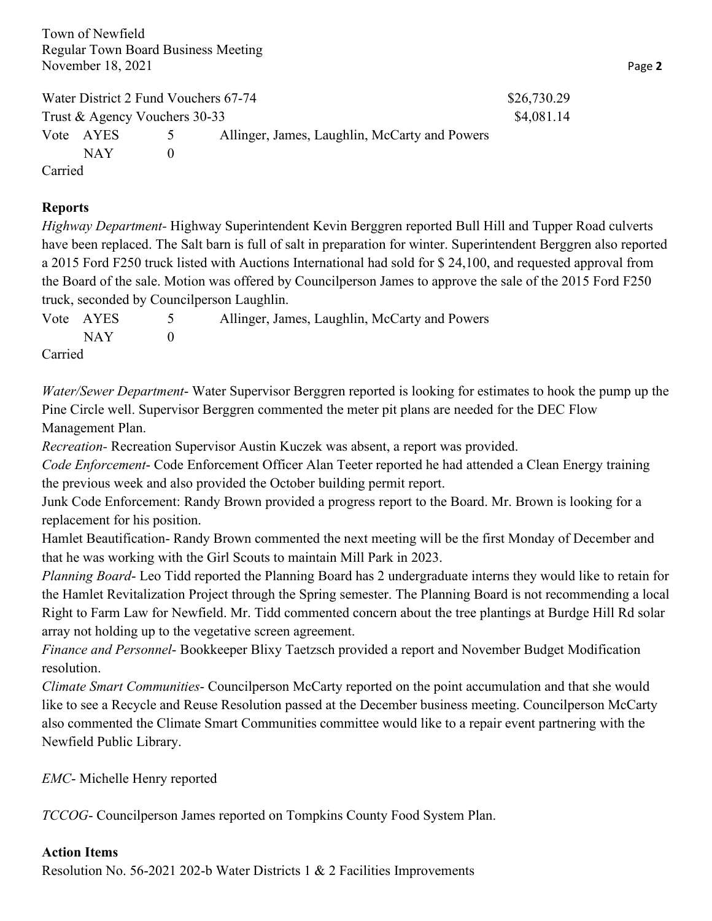Water District 2 Fund Vouchers 67-74 $26,730.29
Trust & Agency Vouchers 30-33 $4,081.14

Vote AYES 5 Allinger, James, Laughlin, McCarty and Powers
NAY 0
Carried

**Reports**

*Highway Department*- Highway Superintendent Kevin Berggren reported Bull Hill and Tupper Road culverts have been replaced. The Salt barn is full of salt in preparation for winter. Superintendent Berggren also reported a 2015 Ford F250 truck listed with Auctions International had sold for $ 24,100, and requested approval from the Board of the sale. Motion was offered by Councilperson James to approve the sale of the 2015 Ford F250 truck, seconded by Councilperson Laughlin.

Vote AYES 5 Allinger, James, Laughlin, McCarty and Powers
NAY 0
Carried

*Water/Sewer Department*- Water Supervisor Berggren reported is looking for estimates to hook the pump up the Pine Circle well. Supervisor Berggren commented the meter pit plans are needed for the DEC Flow Management Plan.

*Recreation*- Recreation Supervisor Austin Kuczek was absent, a report was provided.

*Code Enforcement*- Code Enforcement Officer Alan Teeter reported he had attended a Clean Energy training the previous week and also provided the October building permit report.

Junk Code Enforcement: Randy Brown provided a progress report to the Board. Mr. Brown is looking for a replacement for his position.

Hamlet Beautification- Randy Brown commented the next meeting will be the first Monday of December and that he was working with the Girl Scouts to maintain Mill Park in 2023.

*Planning Board*- Leo Tidd reported the Planning Board has 2 undergraduate interns they would like to retain for the Hamlet Revitalization Project through the Spring semester. The Planning Board is not recommending a local Right to Farm Law for Newfield. Mr. Tidd commented concern about the tree plantings at Burdge Hill Rd solar array not holding up to the vegetative screen agreement.

*Finance and Personnel*- Bookkeeper Blixy Taetzsch provided a report and November Budget Modification resolution.

*Climate Smart Communities*- Councilperson McCarty reported on the point accumulation and that she would like to see a Recycle and Reuse Resolution passed at the December business meeting. Councilperson McCarty also commented the Climate Smart Communities committee would like to a repair event partnering with the Newfield Public Library.

*EMC*- Michelle Henry reported

*TCCOG*- Councilperson James reported on Tompkins County Food System Plan.

**Action Items**

Resolution No. 56-2021 202-b Water Districts 1 & 2 Facilities Improvements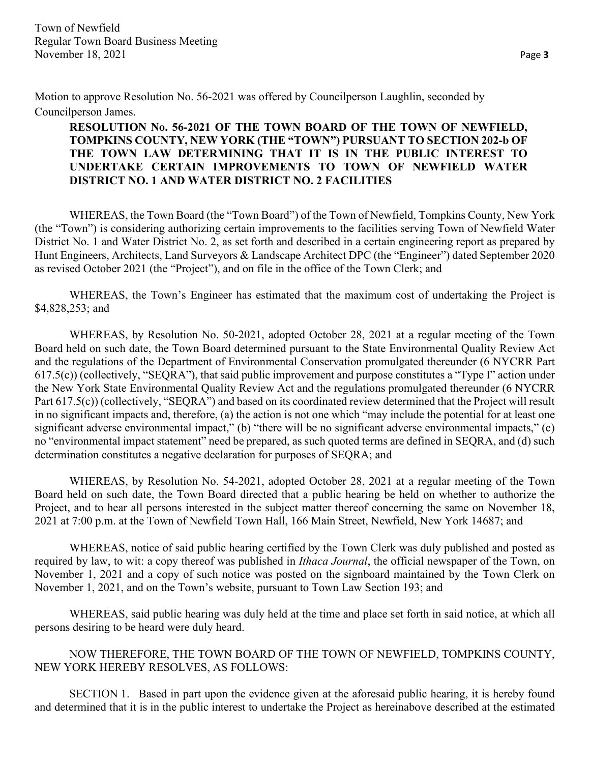Motion to approve Resolution No. 56-2021 was offered by Councilperson Laughlin, seconded by Councilperson James.

**RESOLUTION No. 56-2021 OF THE TOWN BOARD OF THE TOWN OF NEWFIELD, TOMPKINS COUNTY, NEW YORK (THE "TOWN") PURSUANT TO SECTION 202-b OF THE TOWN LAW DETERMINING THAT IT IS IN THE PUBLIC INTEREST TO UNDERTAKE CERTAIN IMPROVEMENTS TO TOWN OF NEWFIELD WATER DISTRICT NO. 1 AND WATER DISTRICT NO. 2 FACILITIES**

WHEREAS, the Town Board (the "Town Board") of the Town of Newfield, Tompkins County, New York (the "Town") is considering authorizing certain improvements to the facilities serving Town of Newfield Water District No. 1 and Water District No. 2, as set forth and described in a certain engineering report as prepared by Hunt Engineers, Architects, Land Surveyors & Landscape Architect DPC (the "Engineer") dated September 2020 as revised October 2021 (the "Project"), and on file in the office of the Town Clerk; and

WHEREAS, the Town's Engineer has estimated that the maximum cost of undertaking the Project is $4,828,253; and

WHEREAS, by Resolution No. 50-2021, adopted October 28, 2021 at a regular meeting of the Town Board held on such date, the Town Board determined pursuant to the State Environmental Quality Review Act and the regulations of the Department of Environmental Conservation promulgated thereunder (6 NYCRR Part 617.5(c)) (collectively, "SEQRA"), that said public improvement and purpose constitutes a "Type I" action under the New York State Environmental Quality Review Act and the regulations promulgated thereunder (6 NYCRR Part 617.5(c)) (collectively, "SEQRA") and based on its coordinated review determined that the Project will result in no significant impacts and, therefore, (a) the action is not one which "may include the potential for at least one significant adverse environmental impact," (b) "there will be no significant adverse environmental impacts," (c) no "environmental impact statement" need be prepared, as such quoted terms are defined in SEQRA, and (d) such determination constitutes a negative declaration for purposes of SEQRA; and

WHEREAS, by Resolution No. 54-2021, adopted October 28, 2021 at a regular meeting of the Town Board held on such date, the Town Board directed that a public hearing be held on whether to authorize the Project, and to hear all persons interested in the subject matter thereof concerning the same on November 18, 2021 at 7:00 p.m. at the Town of Newfield Town Hall, 166 Main Street, Newfield, New York 14687; and

WHEREAS, notice of said public hearing certified by the Town Clerk was duly published and posted as required by law, to wit: a copy thereof was published in *Ithaca Journal*, the official newspaper of the Town, on November 1, 2021 and a copy of such notice was posted on the signboard maintained by the Town Clerk on November 1, 2021, and on the Town's website, pursuant to Town Law Section 193; and

WHEREAS, said public hearing was duly held at the time and place set forth in said notice, at which all persons desiring to be heard were duly heard.

NOW THEREFORE, THE TOWN BOARD OF THE TOWN OF NEWFIELD, TOMPKINS COUNTY, NEW YORK HEREBY RESOLVES, AS FOLLOWS:

SECTION 1. Based in part upon the evidence given at the aforesaid public hearing, it is hereby found and determined that it is in the public interest to undertake the Project as hereinabove described at the estimated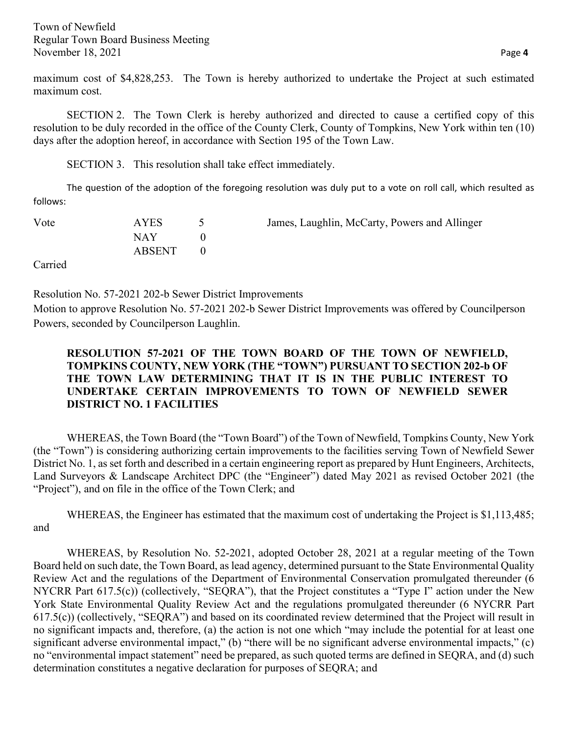maximum cost of $4,828,253. The Town is hereby authorized to undertake the Project at such estimated maximum cost.

SECTION 2. The Town Clerk is hereby authorized and directed to cause a certified copy of this resolution to be duly recorded in the office of the County Clerk, County of Tompkins, New York within ten (10) days after the adoption hereof, in accordance with Section 195 of the Town Law.

SECTION 3. This resolution shall take effect immediately.

The question of the adoption of the foregoing resolution was duly put to a vote on roll call, which resulted as follows:

| Vote | AYES | 5 | James, Laughlin, McCarty, Powers and Allinger |
|---|---|---|---|
| | NAY | 0 | |
| | ABSENT | 0 | |

Carried

Resolution No. 57-2021 202-b Sewer District Improvements

Motion to approve Resolution No. 57-2021 202-b Sewer District Improvements was offered by Councilperson Powers, seconded by Councilperson Laughlin.

**RESOLUTION 57-2021 OF THE TOWN BOARD OF THE TOWN OF NEWFIELD, TOMPKINS COUNTY, NEW YORK (THE "TOWN") PURSUANT TO SECTION 202-b OF THE TOWN LAW DETERMINING THAT IT IS IN THE PUBLIC INTEREST TO UNDERTAKE CERTAIN IMPROVEMENTS TO TOWN OF NEWFIELD SEWER DISTRICT NO. 1 FACILITIES**

WHEREAS, the Town Board (the "Town Board") of the Town of Newfield, Tompkins County, New York (the "Town") is considering authorizing certain improvements to the facilities serving Town of Newfield Sewer District No. 1, as set forth and described in a certain engineering report as prepared by Hunt Engineers, Architects, Land Surveyors & Landscape Architect DPC (the "Engineer") dated May 2021 as revised October 2021 (the "Project"), and on file in the office of the Town Clerk; and

WHEREAS, the Engineer has estimated that the maximum cost of undertaking the Project is $1,113,485; and

WHEREAS, by Resolution No. 52-2021, adopted October 28, 2021 at a regular meeting of the Town Board held on such date, the Town Board, as lead agency, determined pursuant to the State Environmental Quality Review Act and the regulations of the Department of Environmental Conservation promulgated thereunder (6 NYCRR Part 617.5(c)) (collectively, "SEQRA"), that the Project constitutes a "Type I" action under the New York State Environmental Quality Review Act and the regulations promulgated thereunder (6 NYCRR Part 617.5(c)) (collectively, "SEQRA") and based on its coordinated review determined that the Project will result in no significant impacts and, therefore, (a) the action is not one which "may include the potential for at least one significant adverse environmental impact," (b) "there will be no significant adverse environmental impacts," (c) no "environmental impact statement" need be prepared, as such quoted terms are defined in SEQRA, and (d) such determination constitutes a negative declaration for purposes of SEQRA; and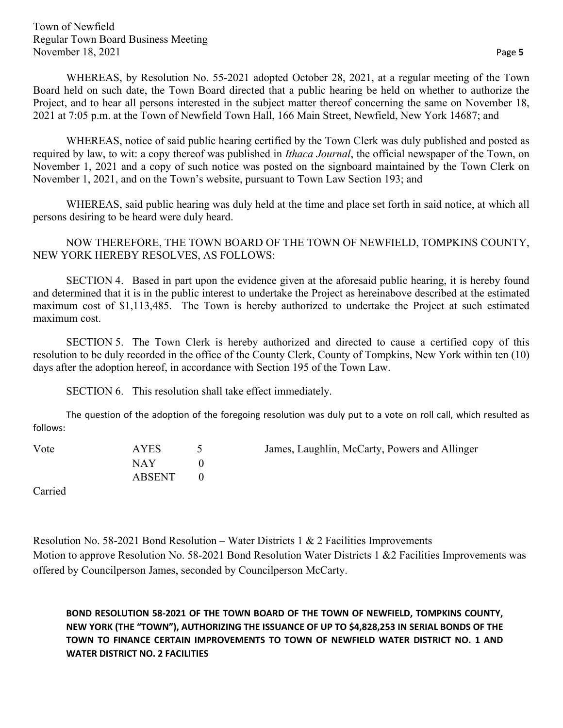WHEREAS, by Resolution No. 55-2021 adopted October 28, 2021, at a regular meeting of the Town Board held on such date, the Town Board directed that a public hearing be held on whether to authorize the Project, and to hear all persons interested in the subject matter thereof concerning the same on November 18, 2021 at 7:05 p.m. at the Town of Newfield Town Hall, 166 Main Street, Newfield, New York 14687; and

WHEREAS, notice of said public hearing certified by the Town Clerk was duly published and posted as required by law, to wit: a copy thereof was published in *Ithaca Journal*, the official newspaper of the Town, on November 1, 2021 and a copy of such notice was posted on the signboard maintained by the Town Clerk on November 1, 2021, and on the Town's website, pursuant to Town Law Section 193; and

WHEREAS, said public hearing was duly held at the time and place set forth in said notice, at which all persons desiring to be heard were duly heard.

NOW THEREFORE, THE TOWN BOARD OF THE TOWN OF NEWFIELD, TOMPKINS COUNTY, NEW YORK HEREBY RESOLVES, AS FOLLOWS:

SECTION 4. Based in part upon the evidence given at the aforesaid public hearing, it is hereby found and determined that it is in the public interest to undertake the Project as hereinabove described at the estimated maximum cost of $1,113,485. The Town is hereby authorized to undertake the Project at such estimated maximum cost.

SECTION 5. The Town Clerk is hereby authorized and directed to cause a certified copy of this resolution to be duly recorded in the office of the County Clerk, County of Tompkins, New York within ten (10) days after the adoption hereof, in accordance with Section 195 of the Town Law.

SECTION 6. This resolution shall take effect immediately.

The question of the adoption of the foregoing resolution was duly put to a vote on roll call, which resulted as follows:

| Vote | AYES | 5 | James, Laughlin, McCarty, Powers and Allinger |
|---|---|---|---|
| | NAY | 0 | |
| | ABSENT | 0 | |

Carried

Resolution No. 58-2021 Bond Resolution – Water Districts 1 & 2 Facilities Improvements
Motion to approve Resolution No. 58-2021 Bond Resolution Water Districts 1 &2 Facilities Improvements was offered by Councilperson James, seconded by Councilperson McCarty.

**BOND RESOLUTION 58-2021 OF THE TOWN BOARD OF THE TOWN OF NEWFIELD, TOMPKINS COUNTY, NEW YORK (THE "TOWN"), AUTHORIZING THE ISSUANCE OF UP TO $4,828,253 IN SERIAL BONDS OF THE TOWN TO FINANCE CERTAIN IMPROVEMENTS TO TOWN OF NEWFIELD WATER DISTRICT NO. 1 AND WATER DISTRICT NO. 2 FACILITIES**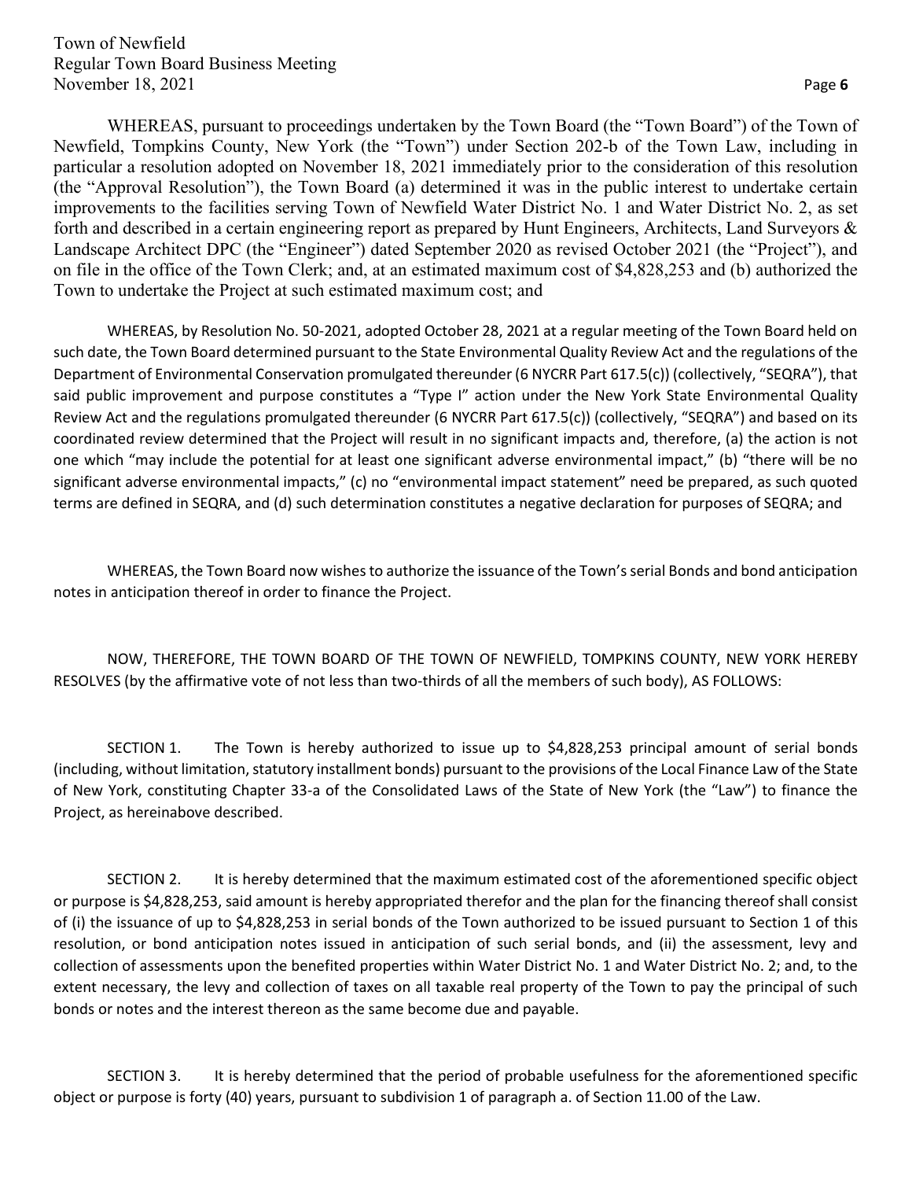WHEREAS, pursuant to proceedings undertaken by the Town Board (the "Town Board") of the Town of Newfield, Tompkins County, New York (the "Town") under Section 202-b of the Town Law, including in particular a resolution adopted on November 18, 2021 immediately prior to the consideration of this resolution (the "Approval Resolution"), the Town Board (a) determined it was in the public interest to undertake certain improvements to the facilities serving Town of Newfield Water District No. 1 and Water District No. 2, as set forth and described in a certain engineering report as prepared by Hunt Engineers, Architects, Land Surveyors & Landscape Architect DPC (the "Engineer") dated September 2020 as revised October 2021 (the "Project"), and on file in the office of the Town Clerk; and, at an estimated maximum cost of $4,828,253 and (b) authorized the Town to undertake the Project at such estimated maximum cost; and

WHEREAS, by Resolution No. 50-2021, adopted October 28, 2021 at a regular meeting of the Town Board held on such date, the Town Board determined pursuant to the State Environmental Quality Review Act and the regulations of the Department of Environmental Conservation promulgated thereunder (6 NYCRR Part 617.5(c)) (collectively, "SEQRA"), that said public improvement and purpose constitutes a "Type I" action under the New York State Environmental Quality Review Act and the regulations promulgated thereunder (6 NYCRR Part 617.5(c)) (collectively, "SEQRA") and based on its coordinated review determined that the Project will result in no significant impacts and, therefore, (a) the action is not one which "may include the potential for at least one significant adverse environmental impact," (b) "there will be no significant adverse environmental impacts," (c) no "environmental impact statement" need be prepared, as such quoted terms are defined in SEQRA, and (d) such determination constitutes a negative declaration for purposes of SEQRA; and

WHEREAS, the Town Board now wishes to authorize the issuance of the Town's serial Bonds and bond anticipation notes in anticipation thereof in order to finance the Project.

NOW, THEREFORE, THE TOWN BOARD OF THE TOWN OF NEWFIELD, TOMPKINS COUNTY, NEW YORK HEREBY RESOLVES (by the affirmative vote of not less than two-thirds of all the members of such body), AS FOLLOWS:

SECTION 1. The Town is hereby authorized to issue up to $4,828,253 principal amount of serial bonds (including, without limitation, statutory installment bonds) pursuant to the provisions of the Local Finance Law of the State of New York, constituting Chapter 33-a of the Consolidated Laws of the State of New York (the "Law") to finance the Project, as hereinabove described.

SECTION 2. It is hereby determined that the maximum estimated cost of the aforementioned specific object or purpose is $4,828,253, said amount is hereby appropriated therefor and the plan for the financing thereof shall consist of (i) the issuance of up to $4,828,253 in serial bonds of the Town authorized to be issued pursuant to Section 1 of this resolution, or bond anticipation notes issued in anticipation of such serial bonds, and (ii) the assessment, levy and collection of assessments upon the benefited properties within Water District No. 1 and Water District No. 2; and, to the extent necessary, the levy and collection of taxes on all taxable real property of the Town to pay the principal of such bonds or notes and the interest thereon as the same become due and payable.

SECTION 3. It is hereby determined that the period of probable usefulness for the aforementioned specific object or purpose is forty (40) years, pursuant to subdivision 1 of paragraph a. of Section 11.00 of the Law.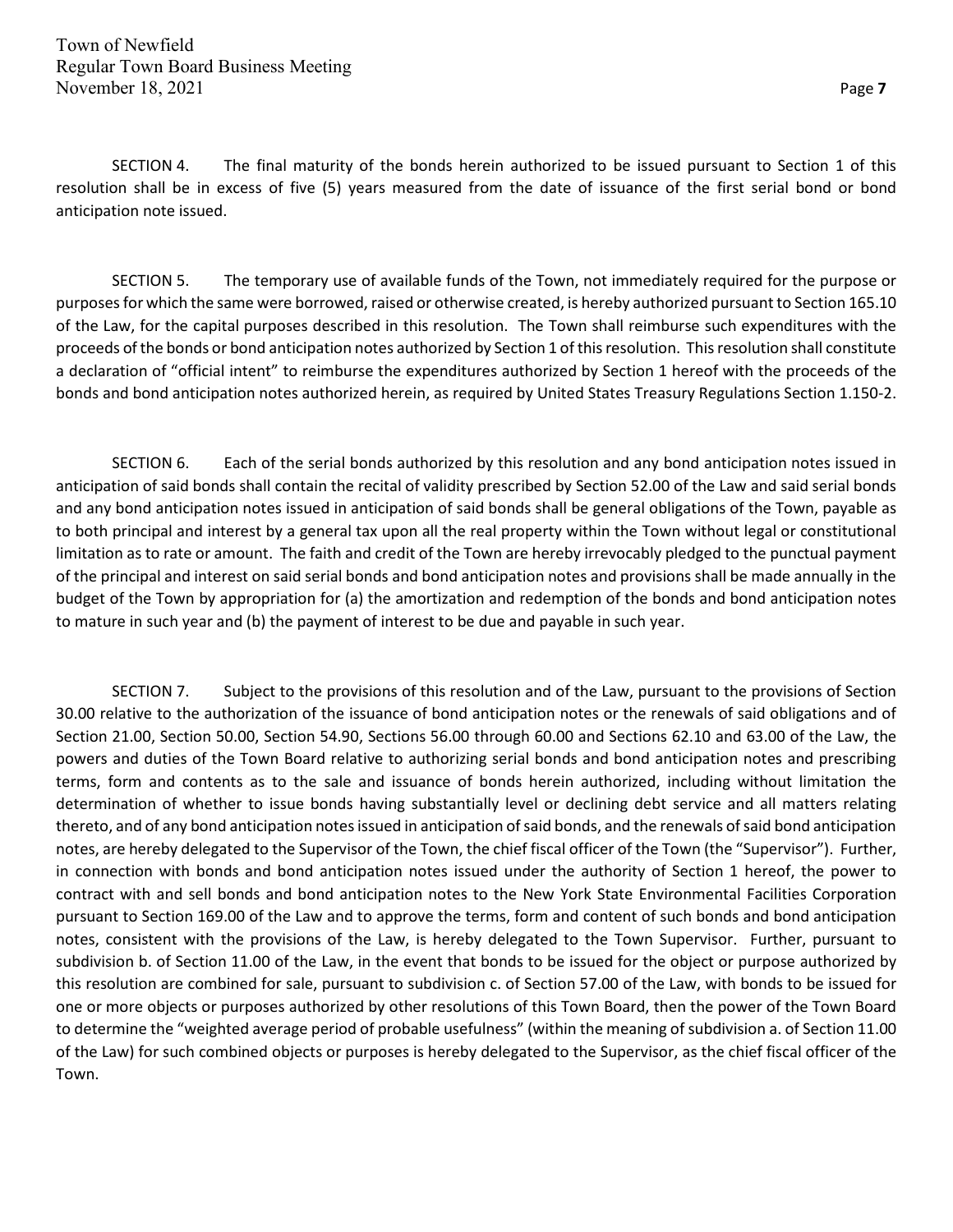SECTION 4. The final maturity of the bonds herein authorized to be issued pursuant to Section 1 of this resolution shall be in excess of five (5) years measured from the date of issuance of the first serial bond or bond anticipation note issued.

SECTION 5. The temporary use of available funds of the Town, not immediately required for the purpose or purposes for which the same were borrowed, raised or otherwise created, is hereby authorized pursuant to Section 165.10 of the Law, for the capital purposes described in this resolution. The Town shall reimburse such expenditures with the proceeds of the bonds or bond anticipation notes authorized by Section 1 of this resolution. This resolution shall constitute a declaration of "official intent" to reimburse the expenditures authorized by Section 1 hereof with the proceeds of the bonds and bond anticipation notes authorized herein, as required by United States Treasury Regulations Section 1.150-2.

SECTION 6. Each of the serial bonds authorized by this resolution and any bond anticipation notes issued in anticipation of said bonds shall contain the recital of validity prescribed by Section 52.00 of the Law and said serial bonds and any bond anticipation notes issued in anticipation of said bonds shall be general obligations of the Town, payable as to both principal and interest by a general tax upon all the real property within the Town without legal or constitutional limitation as to rate or amount. The faith and credit of the Town are hereby irrevocably pledged to the punctual payment of the principal and interest on said serial bonds and bond anticipation notes and provisions shall be made annually in the budget of the Town by appropriation for (a) the amortization and redemption of the bonds and bond anticipation notes to mature in such year and (b) the payment of interest to be due and payable in such year.

SECTION 7. Subject to the provisions of this resolution and of the Law, pursuant to the provisions of Section 30.00 relative to the authorization of the issuance of bond anticipation notes or the renewals of said obligations and of Section 21.00, Section 50.00, Section 54.90, Sections 56.00 through 60.00 and Sections 62.10 and 63.00 of the Law, the powers and duties of the Town Board relative to authorizing serial bonds and bond anticipation notes and prescribing terms, form and contents as to the sale and issuance of bonds herein authorized, including without limitation the determination of whether to issue bonds having substantially level or declining debt service and all matters relating thereto, and of any bond anticipation notes issued in anticipation of said bonds, and the renewals of said bond anticipation notes, are hereby delegated to the Supervisor of the Town, the chief fiscal officer of the Town (the "Supervisor"). Further, in connection with bonds and bond anticipation notes issued under the authority of Section 1 hereof, the power to contract with and sell bonds and bond anticipation notes to the New York State Environmental Facilities Corporation pursuant to Section 169.00 of the Law and to approve the terms, form and content of such bonds and bond anticipation notes, consistent with the provisions of the Law, is hereby delegated to the Town Supervisor. Further, pursuant to subdivision b. of Section 11.00 of the Law, in the event that bonds to be issued for the object or purpose authorized by this resolution are combined for sale, pursuant to subdivision c. of Section 57.00 of the Law, with bonds to be issued for one or more objects or purposes authorized by other resolutions of this Town Board, then the power of the Town Board to determine the "weighted average period of probable usefulness" (within the meaning of subdivision a. of Section 11.00 of the Law) for such combined objects or purposes is hereby delegated to the Supervisor, as the chief fiscal officer of the Town.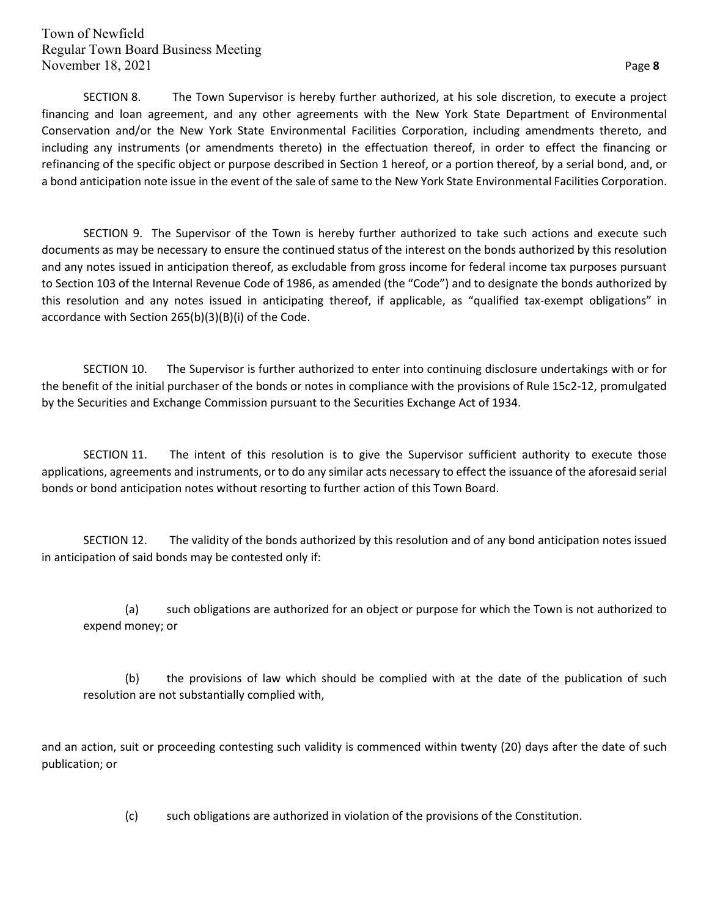SECTION 8. The Town Supervisor is hereby further authorized, at his sole discretion, to execute a project financing and loan agreement, and any other agreements with the New York State Department of Environmental Conservation and/or the New York State Environmental Facilities Corporation, including amendments thereto, and including any instruments (or amendments thereto) in the effectuation thereof, in order to effect the financing or refinancing of the specific object or purpose described in Section 1 hereof, or a portion thereof, by a serial bond, and, or a bond anticipation note issue in the event of the sale of same to the New York State Environmental Facilities Corporation.

SECTION 9. The Supervisor of the Town is hereby further authorized to take such actions and execute such documents as may be necessary to ensure the continued status of the interest on the bonds authorized by this resolution and any notes issued in anticipation thereof, as excludable from gross income for federal income tax purposes pursuant to Section 103 of the Internal Revenue Code of 1986, as amended (the "Code") and to designate the bonds authorized by this resolution and any notes issued in anticipating thereof, if applicable, as "qualified tax-exempt obligations" in accordance with Section 265(b)(3)(B)(i) of the Code.

SECTION 10. The Supervisor is further authorized to enter into continuing disclosure undertakings with or for the benefit of the initial purchaser of the bonds or notes in compliance with the provisions of Rule 15c2-12, promulgated by the Securities and Exchange Commission pursuant to the Securities Exchange Act of 1934.

SECTION 11. The intent of this resolution is to give the Supervisor sufficient authority to execute those applications, agreements and instruments, or to do any similar acts necessary to effect the issuance of the aforesaid serial bonds or bond anticipation notes without resorting to further action of this Town Board.

SECTION 12. The validity of the bonds authorized by this resolution and of any bond anticipation notes issued in anticipation of said bonds may be contested only if:

(a) such obligations are authorized for an object or purpose for which the Town is not authorized to expend money; or

(b) the provisions of law which should be complied with at the date of the publication of such resolution are not substantially complied with,

and an action, suit or proceeding contesting such validity is commenced within twenty (20) days after the date of such publication; or

(c) such obligations are authorized in violation of the provisions of the Constitution.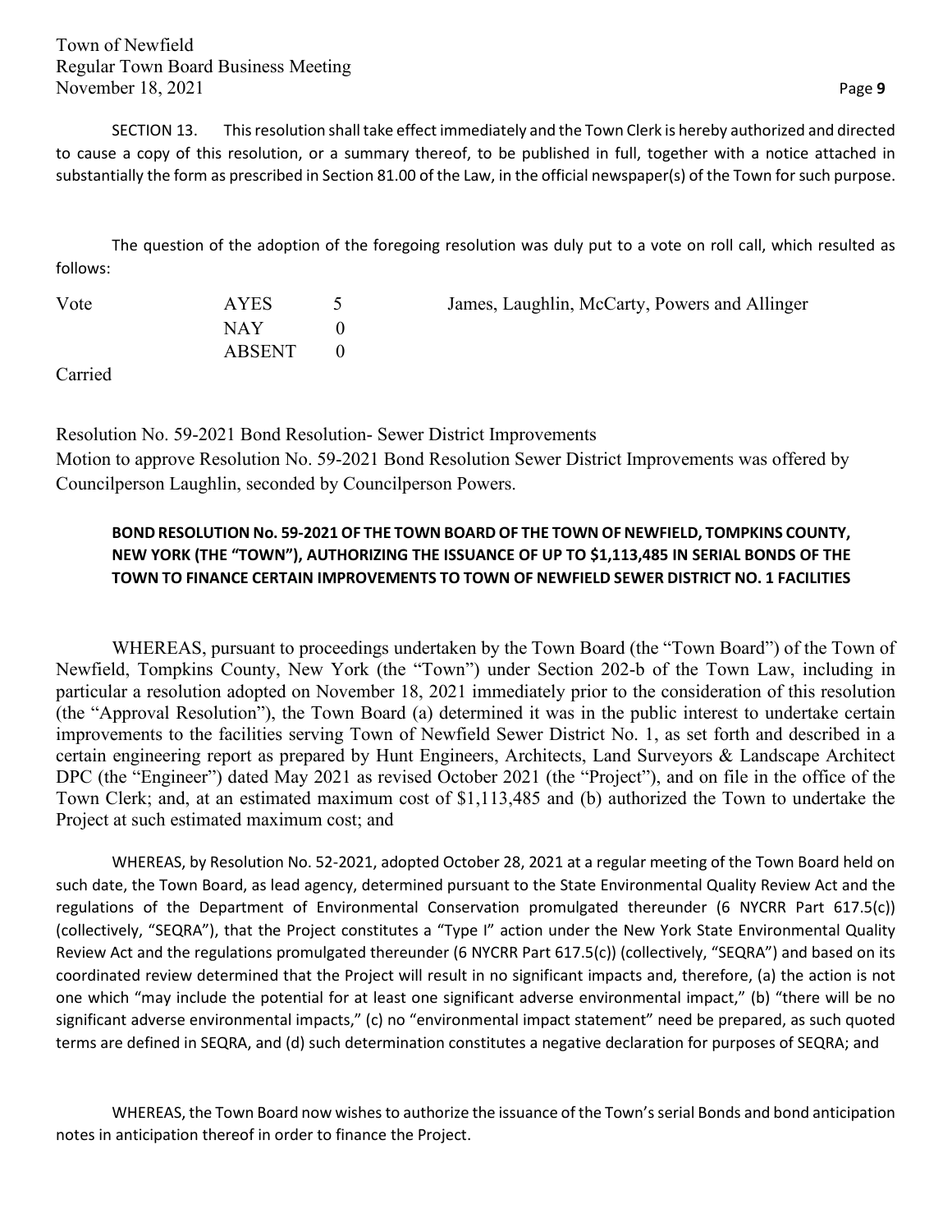SECTION 13. This resolution shall take effect immediately and the Town Clerk is hereby authorized and directed to cause a copy of this resolution, or a summary thereof, to be published in full, together with a notice attached in substantially the form as prescribed in Section 81.00 of the Law, in the official newspaper(s) of the Town for such purpose.

The question of the adoption of the foregoing resolution was duly put to a vote on roll call, which resulted as follows:

| Vote | AYES | 5 | James, Laughlin, McCarty, Powers and Allinger |
|---|---|---|---|
| | NAY | 0 | |
| | ABSENT | 0 | |

Carried

Resolution No. 59-2021 Bond Resolution- Sewer District Improvements

Motion to approve Resolution No. 59-2021 Bond Resolution Sewer District Improvements was offered by Councilperson Laughlin, seconded by Councilperson Powers.

**BOND RESOLUTION No. 59-2021 OF THE TOWN BOARD OF THE TOWN OF NEWFIELD, TOMPKINS COUNTY, NEW YORK (THE "TOWN"), AUTHORIZING THE ISSUANCE OF UP TO $1,113,485 IN SERIAL BONDS OF THE TOWN TO FINANCE CERTAIN IMPROVEMENTS TO TOWN OF NEWFIELD SEWER DISTRICT NO. 1 FACILITIES**

WHEREAS, pursuant to proceedings undertaken by the Town Board (the "Town Board") of the Town of Newfield, Tompkins County, New York (the "Town") under Section 202-b of the Town Law, including in particular a resolution adopted on November 18, 2021 immediately prior to the consideration of this resolution (the "Approval Resolution"), the Town Board (a) determined it was in the public interest to undertake certain improvements to the facilities serving Town of Newfield Sewer District No. 1, as set forth and described in a certain engineering report as prepared by Hunt Engineers, Architects, Land Surveyors & Landscape Architect DPC (the "Engineer") dated May 2021 as revised October 2021 (the "Project"), and on file in the office of the Town Clerk; and, at an estimated maximum cost of $1,113,485 and (b) authorized the Town to undertake the Project at such estimated maximum cost; and

WHEREAS, by Resolution No. 52-2021, adopted October 28, 2021 at a regular meeting of the Town Board held on such date, the Town Board, as lead agency, determined pursuant to the State Environmental Quality Review Act and the regulations of the Department of Environmental Conservation promulgated thereunder (6 NYCRR Part 617.5(c)) (collectively, "SEQRA"), that the Project constitutes a "Type I" action under the New York State Environmental Quality Review Act and the regulations promulgated thereunder (6 NYCRR Part 617.5(c)) (collectively, "SEQRA") and based on its coordinated review determined that the Project will result in no significant impacts and, therefore, (a) the action is not one which "may include the potential for at least one significant adverse environmental impact," (b) "there will be no significant adverse environmental impacts," (c) no "environmental impact statement" need be prepared, as such quoted terms are defined in SEQRA, and (d) such determination constitutes a negative declaration for purposes of SEQRA; and

WHEREAS, the Town Board now wishes to authorize the issuance of the Town's serial Bonds and bond anticipation notes in anticipation thereof in order to finance the Project.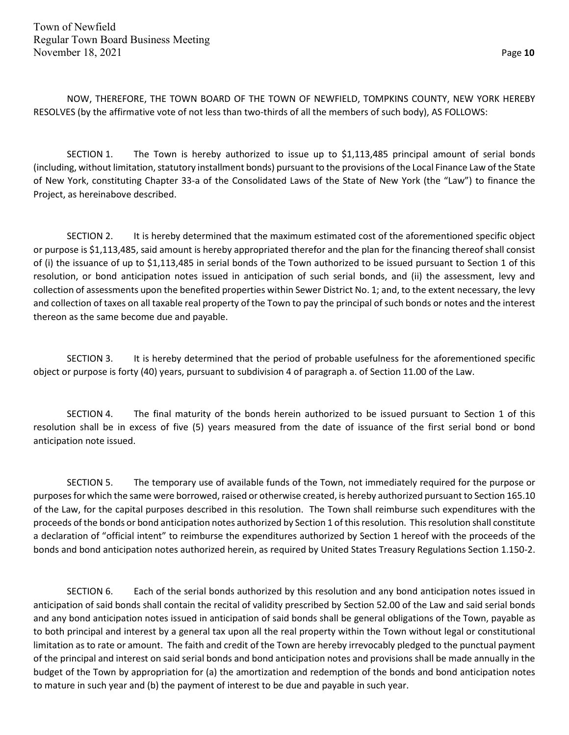NOW, THEREFORE, THE TOWN BOARD OF THE TOWN OF NEWFIELD, TOMPKINS COUNTY, NEW YORK HEREBY RESOLVES (by the affirmative vote of not less than two-thirds of all the members of such body), AS FOLLOWS:

SECTION 1. The Town is hereby authorized to issue up to $1,113,485 principal amount of serial bonds (including, without limitation, statutory installment bonds) pursuant to the provisions of the Local Finance Law of the State of New York, constituting Chapter 33-a of the Consolidated Laws of the State of New York (the "Law") to finance the Project, as hereinabove described.

SECTION 2. It is hereby determined that the maximum estimated cost of the aforementioned specific object or purpose is $1,113,485, said amount is hereby appropriated therefor and the plan for the financing thereof shall consist of (i) the issuance of up to $1,113,485 in serial bonds of the Town authorized to be issued pursuant to Section 1 of this resolution, or bond anticipation notes issued in anticipation of such serial bonds, and (ii) the assessment, levy and collection of assessments upon the benefited properties within Sewer District No. 1; and, to the extent necessary, the levy and collection of taxes on all taxable real property of the Town to pay the principal of such bonds or notes and the interest thereon as the same become due and payable.

SECTION 3. It is hereby determined that the period of probable usefulness for the aforementioned specific object or purpose is forty (40) years, pursuant to subdivision 4 of paragraph a. of Section 11.00 of the Law.

SECTION 4. The final maturity of the bonds herein authorized to be issued pursuant to Section 1 of this resolution shall be in excess of five (5) years measured from the date of issuance of the first serial bond or bond anticipation note issued.

SECTION 5. The temporary use of available funds of the Town, not immediately required for the purpose or purposes for which the same were borrowed, raised or otherwise created, is hereby authorized pursuant to Section 165.10 of the Law, for the capital purposes described in this resolution. The Town shall reimburse such expenditures with the proceeds of the bonds or bond anticipation notes authorized by Section 1 of this resolution. This resolution shall constitute a declaration of "official intent" to reimburse the expenditures authorized by Section 1 hereof with the proceeds of the bonds and bond anticipation notes authorized herein, as required by United States Treasury Regulations Section 1.150-2.

SECTION 6. Each of the serial bonds authorized by this resolution and any bond anticipation notes issued in anticipation of said bonds shall contain the recital of validity prescribed by Section 52.00 of the Law and said serial bonds and any bond anticipation notes issued in anticipation of said bonds shall be general obligations of the Town, payable as to both principal and interest by a general tax upon all the real property within the Town without legal or constitutional limitation as to rate or amount. The faith and credit of the Town are hereby irrevocably pledged to the punctual payment of the principal and interest on said serial bonds and bond anticipation notes and provisions shall be made annually in the budget of the Town by appropriation for (a) the amortization and redemption of the bonds and bond anticipation notes to mature in such year and (b) the payment of interest to be due and payable in such year.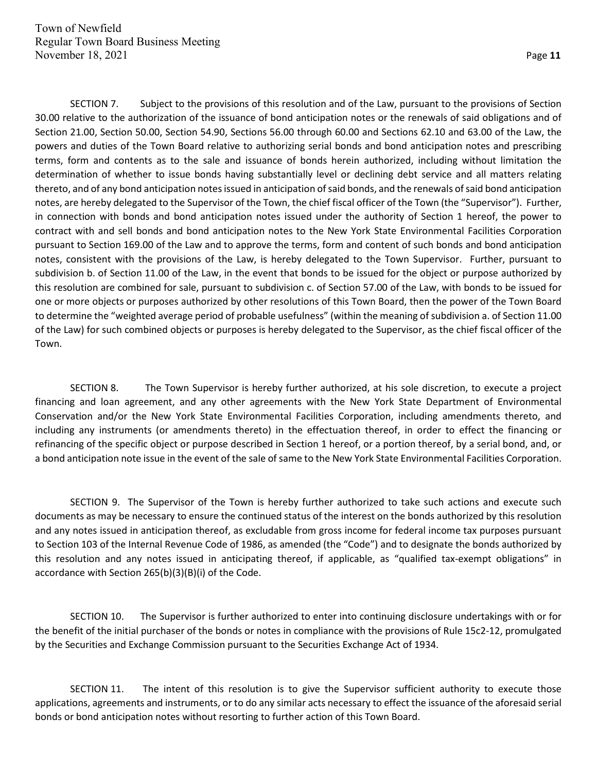SECTION 7. Subject to the provisions of this resolution and of the Law, pursuant to the provisions of Section 30.00 relative to the authorization of the issuance of bond anticipation notes or the renewals of said obligations and of Section 21.00, Section 50.00, Section 54.90, Sections 56.00 through 60.00 and Sections 62.10 and 63.00 of the Law, the powers and duties of the Town Board relative to authorizing serial bonds and bond anticipation notes and prescribing terms, form and contents as to the sale and issuance of bonds herein authorized, including without limitation the determination of whether to issue bonds having substantially level or declining debt service and all matters relating thereto, and of any bond anticipation notes issued in anticipation of said bonds, and the renewals of said bond anticipation notes, are hereby delegated to the Supervisor of the Town, the chief fiscal officer of the Town (the "Supervisor"). Further, in connection with bonds and bond anticipation notes issued under the authority of Section 1 hereof, the power to contract with and sell bonds and bond anticipation notes to the New York State Environmental Facilities Corporation pursuant to Section 169.00 of the Law and to approve the terms, form and content of such bonds and bond anticipation notes, consistent with the provisions of the Law, is hereby delegated to the Town Supervisor. Further, pursuant to subdivision b. of Section 11.00 of the Law, in the event that bonds to be issued for the object or purpose authorized by this resolution are combined for sale, pursuant to subdivision c. of Section 57.00 of the Law, with bonds to be issued for one or more objects or purposes authorized by other resolutions of this Town Board, then the power of the Town Board to determine the "weighted average period of probable usefulness" (within the meaning of subdivision a. of Section 11.00 of the Law) for such combined objects or purposes is hereby delegated to the Supervisor, as the chief fiscal officer of the Town.

SECTION 8. The Town Supervisor is hereby further authorized, at his sole discretion, to execute a project financing and loan agreement, and any other agreements with the New York State Department of Environmental Conservation and/or the New York State Environmental Facilities Corporation, including amendments thereto, and including any instruments (or amendments thereto) in the effectuation thereof, in order to effect the financing or refinancing of the specific object or purpose described in Section 1 hereof, or a portion thereof, by a serial bond, and, or a bond anticipation note issue in the event of the sale of same to the New York State Environmental Facilities Corporation.

SECTION 9. The Supervisor of the Town is hereby further authorized to take such actions and execute such documents as may be necessary to ensure the continued status of the interest on the bonds authorized by this resolution and any notes issued in anticipation thereof, as excludable from gross income for federal income tax purposes pursuant to Section 103 of the Internal Revenue Code of 1986, as amended (the "Code") and to designate the bonds authorized by this resolution and any notes issued in anticipating thereof, if applicable, as "qualified tax-exempt obligations" in accordance with Section 265(b)(3)(B)(i) of the Code.

SECTION 10. The Supervisor is further authorized to enter into continuing disclosure undertakings with or for the benefit of the initial purchaser of the bonds or notes in compliance with the provisions of Rule 15c2-12, promulgated by the Securities and Exchange Commission pursuant to the Securities Exchange Act of 1934.

SECTION 11. The intent of this resolution is to give the Supervisor sufficient authority to execute those applications, agreements and instruments, or to do any similar acts necessary to effect the issuance of the aforesaid serial bonds or bond anticipation notes without resorting to further action of this Town Board.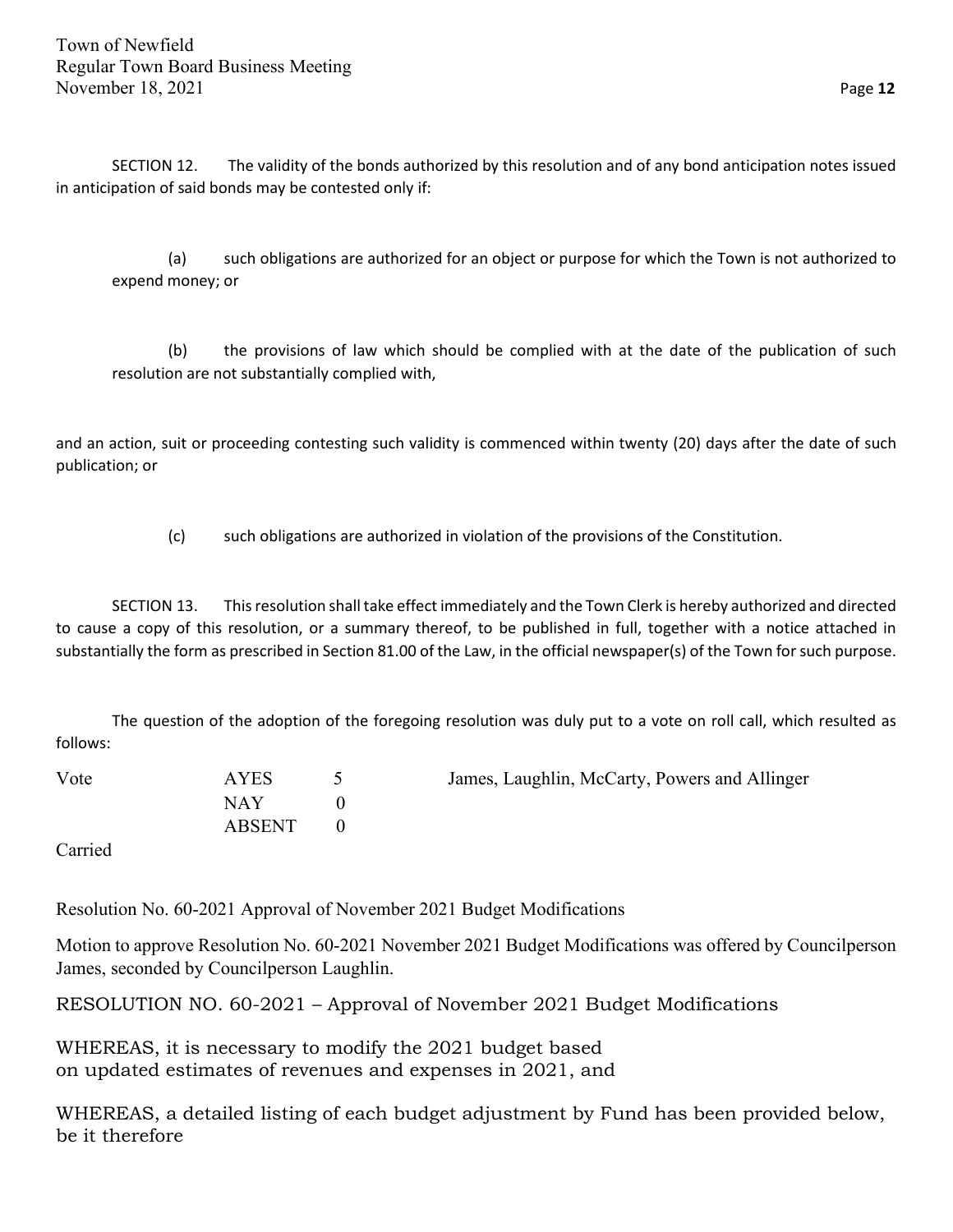SECTION 12. The validity of the bonds authorized by this resolution and of any bond anticipation notes issued in anticipation of said bonds may be contested only if:

(a) such obligations are authorized for an object or purpose for which the Town is not authorized to expend money; or

(b) the provisions of law which should be complied with at the date of the publication of such resolution are not substantially complied with,

and an action, suit or proceeding contesting such validity is commenced within twenty (20) days after the date of such publication; or

(c) such obligations are authorized in violation of the provisions of the Constitution.

SECTION 13. This resolution shall take effect immediately and the Town Clerk is hereby authorized and directed to cause a copy of this resolution, or a summary thereof, to be published in full, together with a notice attached in substantially the form as prescribed in Section 81.00 of the Law, in the official newspaper(s) of the Town for such purpose.

The question of the adoption of the foregoing resolution was duly put to a vote on roll call, which resulted as follows:

| Vote | AYES | 5 | James, Laughlin, McCarty, Powers and Allinger |
|---|---|---|---|
| | NAY | 0 | |
| | ABSENT | 0 | |

Carried

Resolution No. 60-2021 Approval of November 2021 Budget Modifications

Motion to approve Resolution No. 60-2021 November 2021 Budget Modifications was offered by Councilperson James, seconded by Councilperson Laughlin.

RESOLUTION NO. 60-2021 – Approval of November 2021 Budget Modifications

WHEREAS, it is necessary to modify the 2021 budget based on updated estimates of revenues and expenses in 2021, and

WHEREAS, a detailed listing of each budget adjustment by Fund has been provided below, be it therefore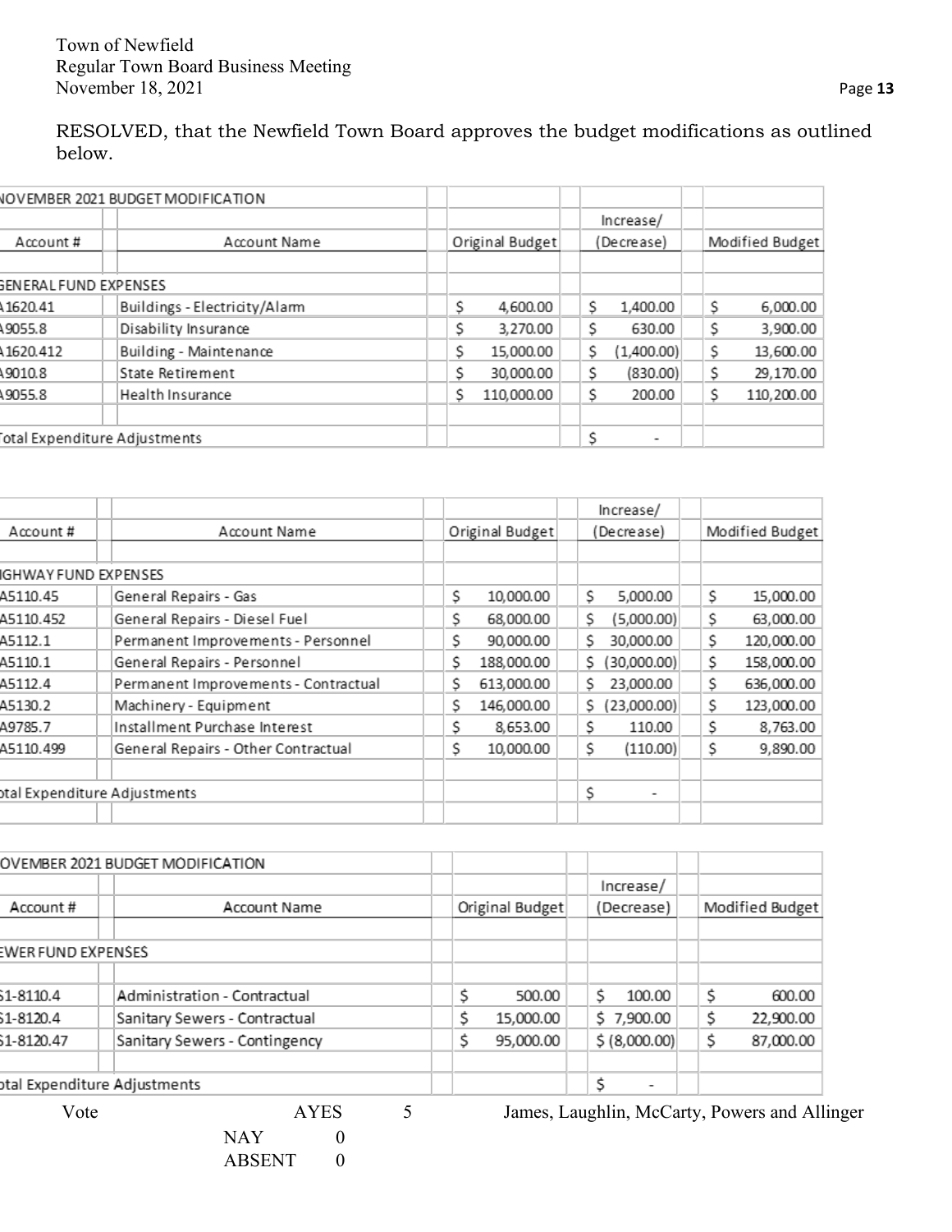RESOLVED, that the Newfield Town Board approves the budget modifications as outlined below.

| NOVEMBER 2021 BUDGET MODIFICATION | | | | |
|---|---|---|---|---|
| Account # | Account Name | Original Budget | Increase/ (Decrease) | Modified Budget |
| GENERAL FUND EXPENSES | | | | |
| A1620.41 | Buildings - Electricity/Alarm | $ 4,600.00 | $ 1,400.00 | $ 6,000.00 |
| A9055.8 | Disability Insurance | $ 3,270.00 | $ 630.00 | $ 3,900.00 |
| A1620.412 | Building - Maintenance | $ 15,000.00 | $ (1,400.00) | $ 13,600.00 |
| A9010.8 | State Retirement | $ 30,000.00 | $ (830.00) | $ 29,170.00 |
| A9055.8 | Health Insurance | $ 110,000.00 | $ 200.00 | $ 110,200.00 |
| Total Expenditure Adjustments | | | $ - | |

| Account # | Account Name | Original Budget | Increase/ (Decrease) | Modified Budget |
|---|---|---|---|---|
| HIGHWAY FUND EXPENSES | | | | |
| A5110.45 | General Repairs - Gas | $ 10,000.00 | $ 5,000.00 | $ 15,000.00 |
| A5110.452 | General Repairs - Diesel Fuel | $ 68,000.00 | $ (5,000.00) | $ 63,000.00 |
| A5112.1 | Permanent Improvements - Personnel | $ 90,000.00 | $ 30,000.00 | $ 120,000.00 |
| A5110.1 | General Repairs - Personnel | $ 188,000.00 | $ (30,000.00) | $ 158,000.00 |
| A5112.4 | Permanent Improvements - Contractual | $ 613,000.00 | $ 23,000.00 | $ 636,000.00 |
| A5130.2 | Machinery - Equipment | $ 146,000.00 | $ (23,000.00) | $ 123,000.00 |
| A9785.7 | Installment Purchase Interest | $ 8,653.00 | $ 110.00 | $ 8,763.00 |
| A5110.499 | General Repairs - Other Contractual | $ 10,000.00 | $ (110.00) | $ 9,890.00 |
| Total Expenditure Adjustments | | | $ - | |

| NOVEMBER 2021 BUDGET MODIFICATION | | | | |
|---|---|---|---|---|
| Account # | Account Name | Original Budget | Increase/ (Decrease) | Modified Budget |
| SEWER FUND EXPENSES | | | | |
| S1-8110.4 | Administration - Contractual | $ 500.00 | $ 100.00 | $ 600.00 |
| S1-8120.4 | Sanitary Sewers - Contractual | $ 15,000.00 | $ 7,900.00 | $ 22,900.00 |
| S1-8120.47 | Sanitary Sewers - Contingency | $ 95,000.00 | $ (8,000.00) | $ 87,000.00 |
| Total Expenditure Adjustments | | | $ - | |

Vote AYES 5 James, Laughlin, McCarty, Powers and Allinger

NAY 0

ABSENT 0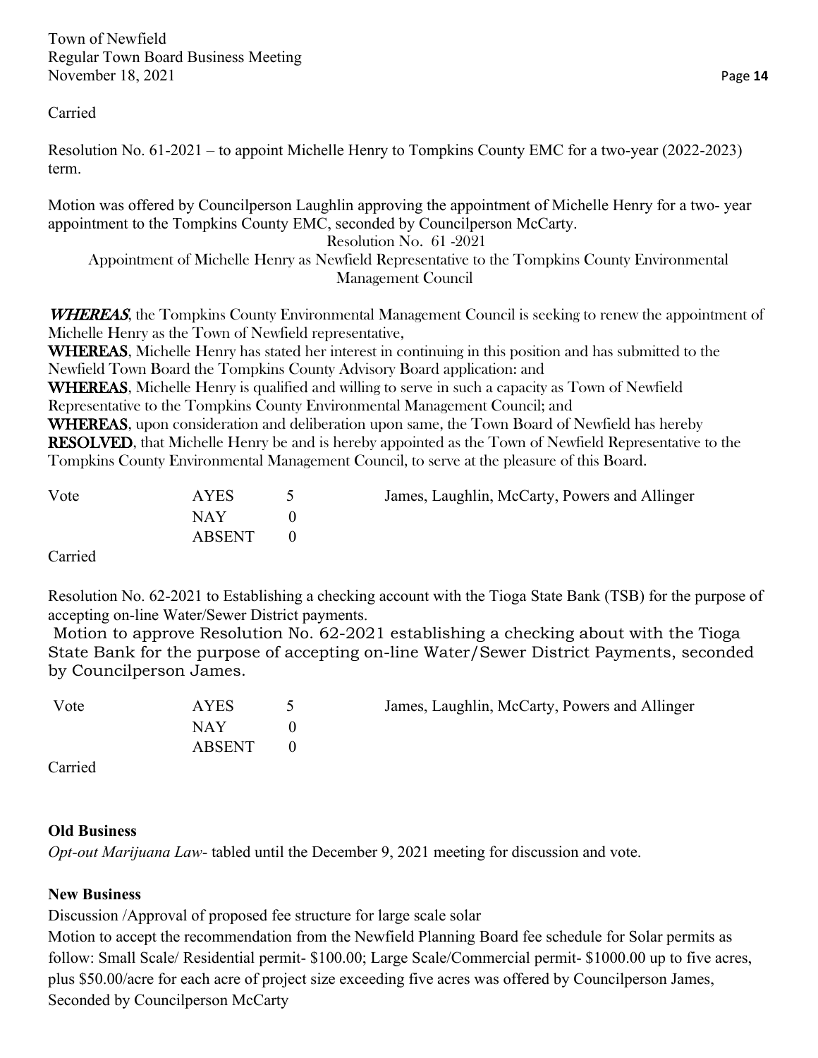Carried

Resolution No. 61-2021 – to appoint Michelle Henry to Tompkins County EMC for a two-year (2022-2023) term.

Motion was offered by Councilperson Laughlin approving the appointment of Michelle Henry for a two- year appointment to the Tompkins County EMC, seconded by Councilperson McCarty.

Resolution No. 61 -2021

Appointment of Michelle Henry as Newfield Representative to the Tompkins County Environmental Management Council

***WHEREAS***, the Tompkins County Environmental Management Council is seeking to renew the appointment of Michelle Henry as the Town of Newfield representative,

**WHEREAS**, Michelle Henry has stated her interest in continuing in this position and has submitted to the Newfield Town Board the Tompkins County Advisory Board application: and

**WHEREAS**, Michelle Henry is qualified and willing to serve in such a capacity as Town of Newfield Representative to the Tompkins County Environmental Management Council; and

**WHEREAS**, upon consideration and deliberation upon same, the Town Board of Newfield has hereby

**RESOLVED**, that Michelle Henry be and is hereby appointed as the Town of Newfield Representative to the Tompkins County Environmental Management Council, to serve at the pleasure of this Board.

| Vote | AYES | 5 | James, Laughlin, McCarty, Powers and Allinger |
|---|---|---|---|
| | NAY | 0 | |
| | ABSENT | 0 | |

Carried

Resolution No. 62-2021 to Establishing a checking account with the Tioga State Bank (TSB) for the purpose of accepting on-line Water/Sewer District payments.

Motion to approve Resolution No. 62-2021 establishing a checking about with the Tioga State Bank for the purpose of accepting on-line Water/Sewer District Payments, seconded by Councilperson James.

| Vote | AYES | 5 | James, Laughlin, McCarty, Powers and Allinger |
|---|---|---|---|
| | NAY | 0 | |
| | ABSENT | 0 | |

Carried

**Old Business**

*Opt-out Marijuana Law*- tabled until the December 9, 2021 meeting for discussion and vote.

**New Business**

Discussion /Approval of proposed fee structure for large scale solar

Motion to accept the recommendation from the Newfield Planning Board fee schedule for Solar permits as follow: Small Scale/ Residential permit- $100.00; Large Scale/Commercial permit- $1000.00 up to five acres, plus $50.00/acre for each acre of project size exceeding five acres was offered by Councilperson James, Seconded by Councilperson McCarty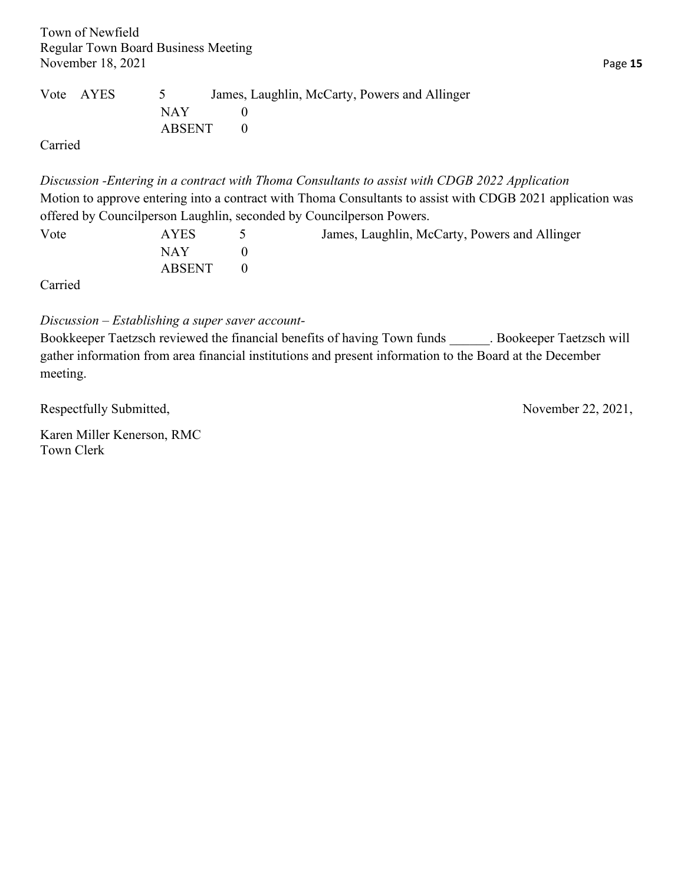| | | | |
|---|---|---|---|
| Vote | AYES | 5 | James, Laughlin, McCarty, Powers and Allinger |
| | NAY | 0 | |
| | ABSENT | 0 | |

Carried

*Discussion -Entering in a contract with Thoma Consultants to assist with CDGB 2022 Application*

Motion to approve entering into a contract with Thoma Consultants to assist with CDGB 2021 application was offered by Councilperson Laughlin, seconded by Councilperson Powers.

| | | | |
|---|---|---|---|
| Vote | AYES | 5 | James, Laughlin, McCarty, Powers and Allinger |
| | NAY | 0 | |
| | ABSENT | 0 | |

Carried

*Discussion – Establishing a super saver account-*

Bookkeeper Taetzsch reviewed the financial benefits of having Town funds ______. Bookeeper Taetzsch will gather information from area financial institutions and present information to the Board at the December meeting.

Respectfully Submitted, November 22, 2021,

Karen Miller Kenerson, RMC
Town Clerk